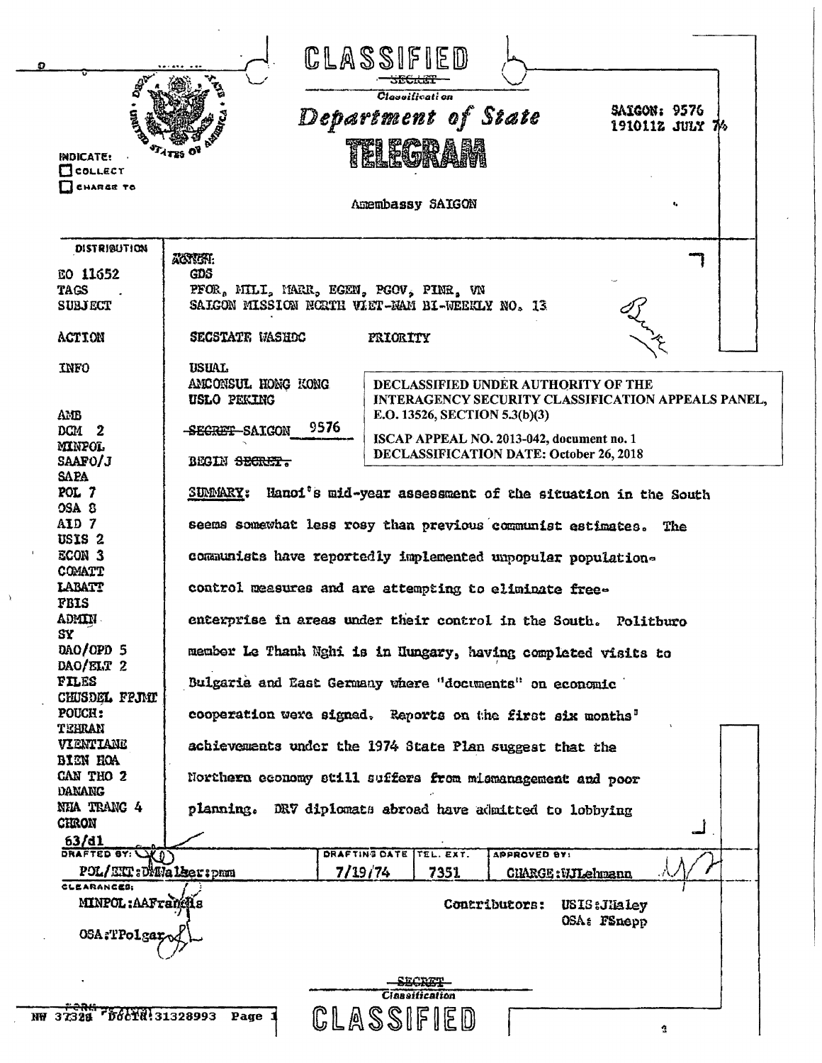CLASSIFIED

~~SECRET~~

*Classification*

# Department of State

# TELEGRAM

SAIGON: 9576
191011Z JULY 74

INDICATE:
☐ COLLECT
☐ CHARGE TO

Amembassy SAIGON

| DISTRIBUTION | |
|---|---|
| | ACTION: |
| EO 11652 | GDS |
| TAGS | PFOR, MILI, MARR, EGEN, PGOV, PINR, VN |
| SUBJECT | SAIGON MISSION NORTH VIET-NAM BI-WEEKLY NO. 13 |
| ACTION | SECSTATE WASHDC PRIORITY |
| INFO | USUAL |
| | AMCONSUL HONG KONG |
| | USLO PEKING |

DECLASSIFIED UNDER AUTHORITY OF THE INTERAGENCY SECURITY CLASSIFICATION APPEALS PANEL, E.O. 13526, SECTION 5.3(b)(3)

ISCAP APPEAL NO. 2013-042, document no. 1
DECLASSIFICATION DATE: October 26, 2018

AMB
DCM 2
MINPOL
SAAFO/J
SAPA
POL 7
OSA 8
AID 7
USIS 2
ECON 3
COMATT
LABATT
FBIS
ADMIN
SY
DAO/OPD 5
DAO/ELT 2
FILES
CHUSDEL FPJMT
POUCH:
TEHRAN
VIENTIANE
BIEN HOA
CAN THO 2
DANANG
NHA TRANG 4
CHRON
63/dl

~~SECRET~~ SAIGON 9576

BEGIN ~~SECRET.~~

SUMMARY: Hanoi's mid-year assessment of the situation in the South seems somewhat less rosy than previous communist estimates. The communists have reportedly implemented unpopular population-control measures and are attempting to eliminate free-enterprise in areas under their control in the South. Politburo member Le Thanh Nghi is in Hungary, having completed visits to Bulgaria and East Germany where "documents" on economic cooperation were signed. Reports on the first six months' achievements under the 1974 State Plan suggest that the Northern economy still suffers from mismanagement and poor planning. DRV diplomats abroad have admitted to lobbying

| DRAFTED BY: | DRAFTING DATE | TEL. EXT. | APPROVED BY: |
|---|---|---|---|
| POL/EXT:DMWalker:pmm | 7/19/74 | 7351 | CHARGE:WJLehmann |

CLEARANCES:
MINPOL:AAFrancis
OSA:TPolgar

Contributors: USIS:JHaley
OSA: FSnepp

~~SECRET~~

*Classification*

CLASSIFIED

NW 37328 DocId:31328993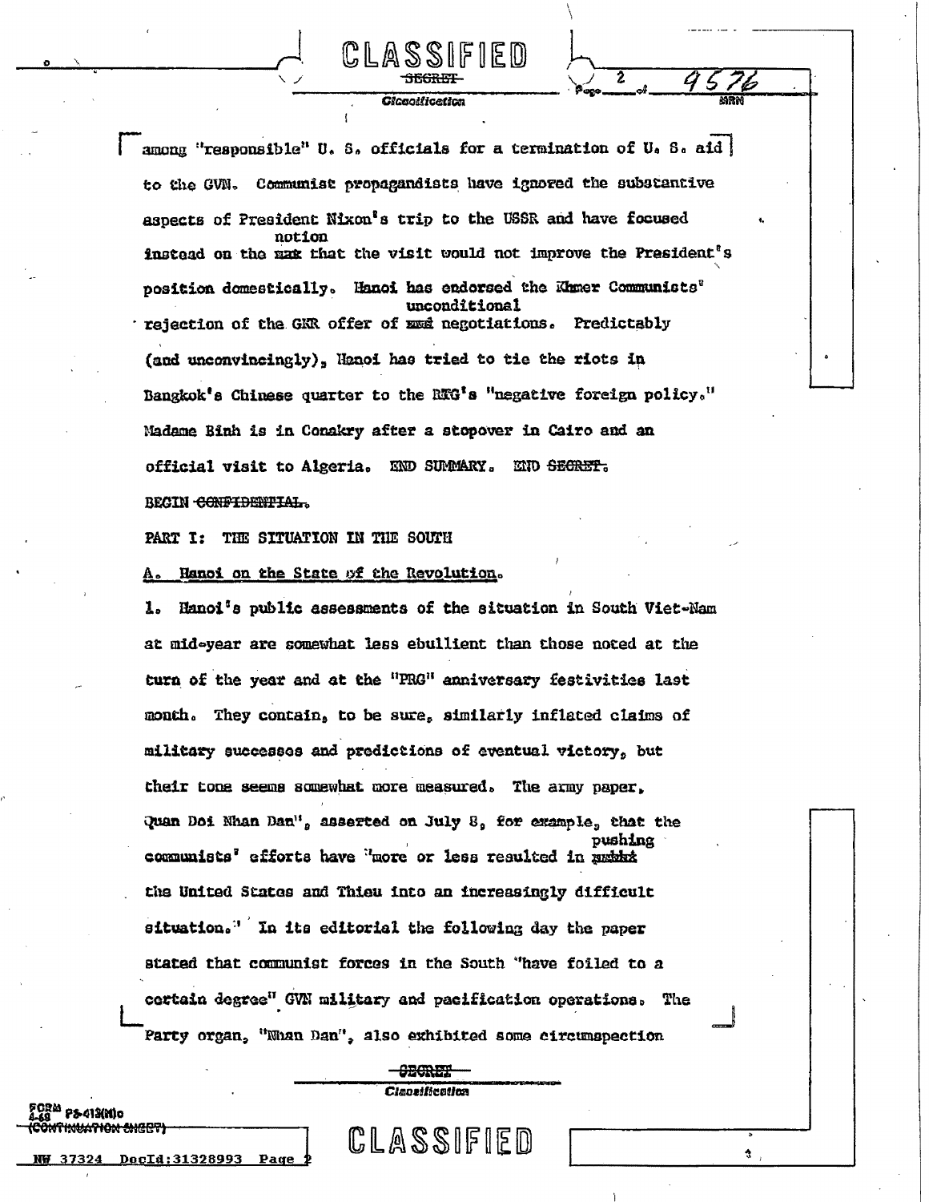among "responsible" U. S. officials for a termination of U. S. aid to the GVN. Communist propagandists have ignored the substantive aspects of President Nixon's trip to the USSR and have focused instead on the notion that the visit would not improve the President's position domestically. Hanoi has endorsed the Khmer Communists' rejection of the GKR offer of unconditional negotiations. Predictably (and unconvincingly), Hanoi has tried to tie the riots in Bangkok's Chinese quarter to the RTG's "negative foreign policy." Madame Binh is in Conakry after a stopover in Cairo and an official visit to Algeria. END SUMMARY. END ~~SECRET~~.

BEGIN ~~CONFIDENTIAL~~.

PART I: THE SITUATION IN THE SOUTH

A. Hanoi on the State of the Revolution.

1. Hanoi's public assessments of the situation in South Viet-Nam at mid-year are somewhat less ebullient than those noted at the turn of the year and at the "PRG" anniversary festivities last month. They contain, to be sure, similarly inflated claims of military successes and predictions of eventual victory, but their tone seems somewhat more measured. The army paper, Quan Doi Nhan Dan", asserted on July 8, for example, that the communists' efforts have "more or less resulted in pushing the United States and Thieu into an increasingly difficult situation." In its editorial the following day the paper stated that communist forces in the South "have foiled to a certain degree" GVN military and pacification operations. The Party organ, "Nhan Dan", also exhibited some circumspection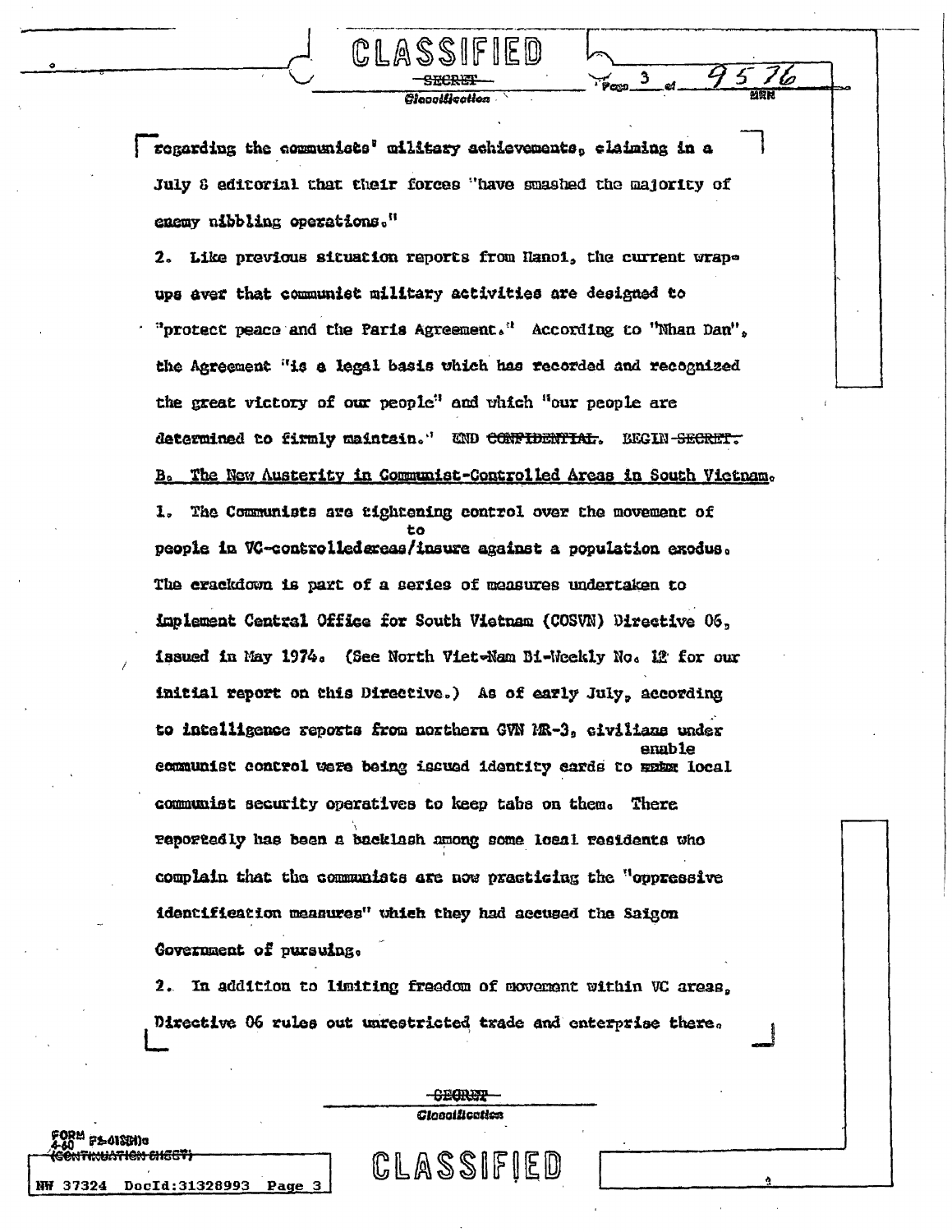regarding the communists' military achievements, claiming in a July 8 editorial that their forces "have smashed the majority of enemy nibbling operations."

2. Like previous situation reports from Hanoi, the current wrap-ups aver that communist military activities are designed to "protect peace and the Paris Agreement." According to "Nhan Dan", the Agreement "is a legal basis which has recorded and recognized the great victory of our people" and which "our people are determined to firmly maintain." END ~~CONFIDENTIAL~~. BEGIN ~~SECRET~~.

B. The New Austerity in Communist-Controlled Areas in South Vietnam.

1. The Communists are tightening control over the movement of people in VC-controlled areas to insure against a population exodus. The crackdown is part of a series of measures undertaken to implement Central Office for South Vietnam (COSVN) Directive 06, issued in May 1974. (See North Viet-Nam Bi-Weekly No. 12 for our initial report on this Directive.) As of early July, according to intelligence reports from northern GVN MR-3, civilians under communist control were being issued identity cards to enable local communist security operatives to keep tabs on them. There reportedly has been a backlash among some local residents who complain that the communists are now practicing the "oppressive identification measures" which they had accused the Saigon Government of pursuing.

2. In addition to limiting freedom of movement within VC areas, Directive 06 rules out unrestricted trade and enterprise there.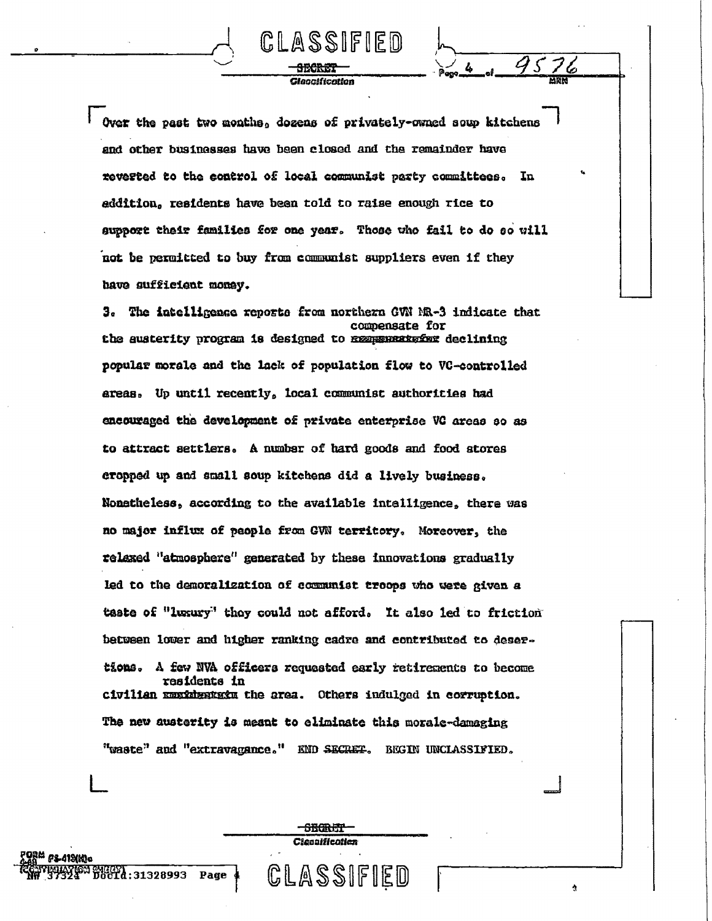Over the past two months, dozens of privately-owned soup kitchens and other businesses have been closed and the remainder have reverted to the control of local communist party committees. In addition, residents have been told to raise enough rice to support their families for one year. Those who fail to do so will not be permitted to buy from communist suppliers even if they have sufficient money.

3. The intelligence reports from northern GVN MR-3 indicate that the austerity program is designed to compensate for declining popular morale and the lack of population flow to VC-controlled areas. Up until recently, local communist authorities had encouraged the development of private enterprise VC areas so as to attract settlers. A number of hard goods and food stores cropped up and small soup kitchens did a lively business. Nonetheless, according to the available intelligence, there was no major influx of people from GVN territory. Moreover, the relaxed "atmosphere" generated by these innovations gradually led to the demoralization of communist troops who were given a taste of "luxury" they could not afford. It also led to friction between lower and higher ranking cadre and contributed to desertions. A few NVA officers requested early retirements to become civilian residents in the area. Others indulged in corruption. The new austerity is meant to eliminate this morale-damaging "waste" and "extravagance." END ~~SECRET~~. BEGIN UNCLASSIFIED.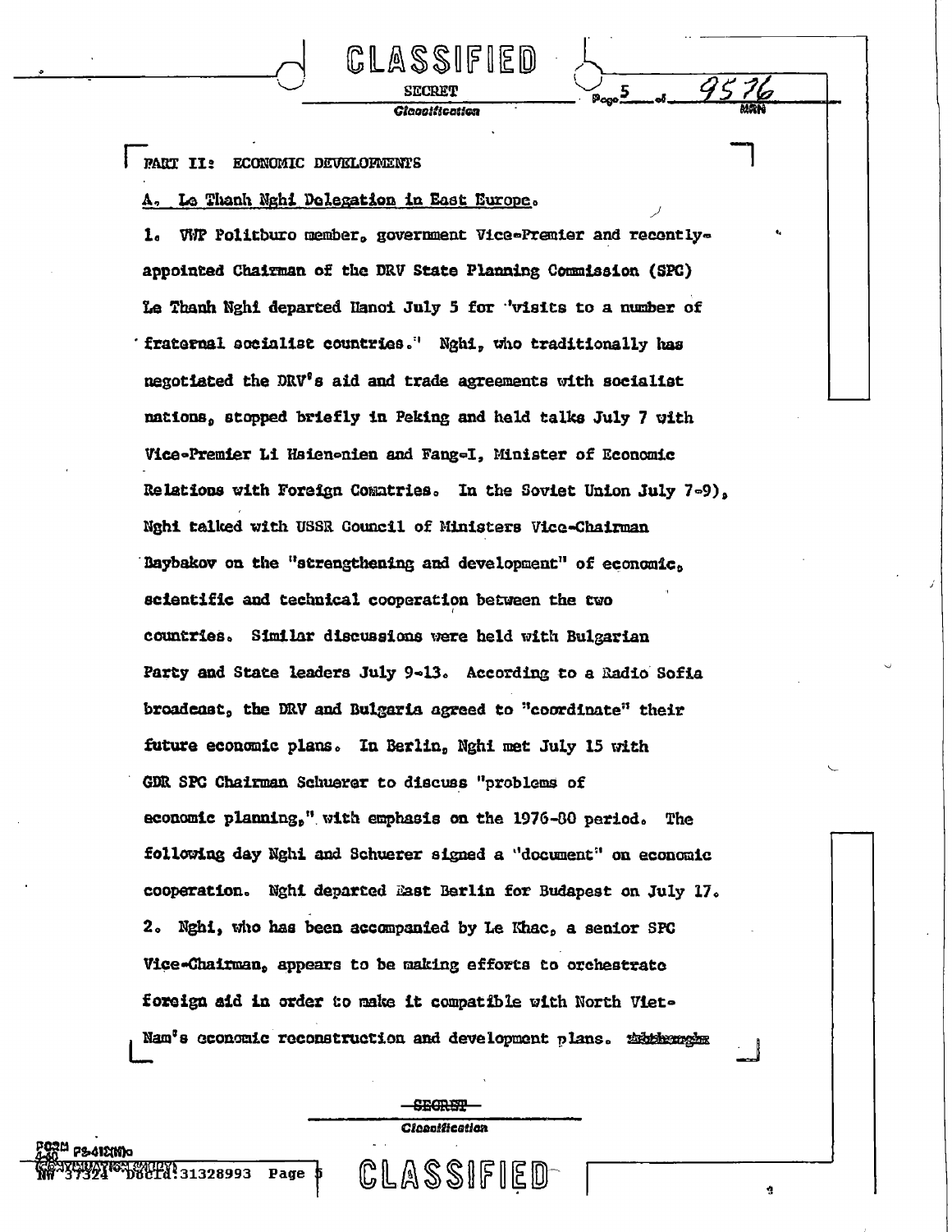PART II: ECONOMIC DEVELOPMENTS

A. Le Thanh Nghi Delegation in East Europe.

1. VWP Politburo member, government Vice-Premier and recently-appointed Chairman of the DRV State Planning Commission (SPC) Le Thanh Nghi departed Hanoi July 5 for "visits to a number of fraternal socialist countries." Nghi, who traditionally has negotiated the DRV's aid and trade agreements with socialist nations, stopped briefly in Peking and held talks July 7 with Vice-Premier Li Hsien-nien and Fang-I, Minister of Economic Relations with Foreign Countries. In the Soviet Union July 7-9), Nghi talked with USSR Council of Ministers Vice-Chairman Baybakov on the "strengthening and development" of economic, scientific and technical cooperation between the two countries. Similar discussions were held with Bulgarian Party and State leaders July 9-13. According to a Radio Sofia broadcast, the DRV and Bulgaria agreed to "coordinate" their future economic plans. In Berlin, Nghi met July 15 with GDR SPC Chairman Schuerer to discuss "problems of economic planning," with emphasis on the 1976-80 period. The following day Nghi and Schuerer signed a "document" on economic cooperation. Nghi departed East Berlin for Budapest on July 17.

2. Nghi, who has been accompanied by Le Khac, a senior SPC Vice-Chairman, appears to be making efforts to orchestrate foreign aid in order to make it compatible with North Viet-Nam's economic reconstruction and development plans.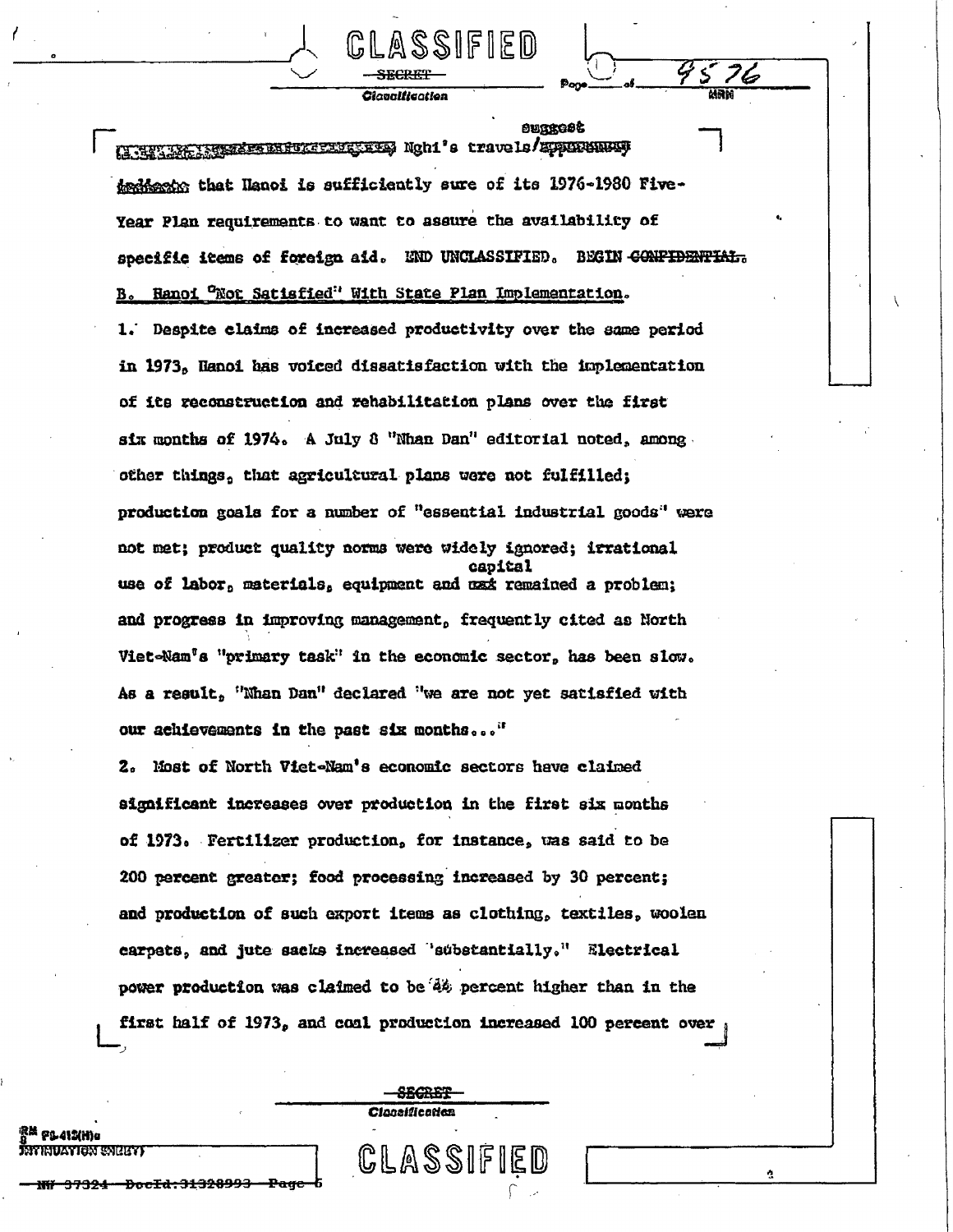suggest

Nghi's travels/ indicate that Hanoi is sufficiently sure of its 1976-1980 Five-Year Plan requirements to want to assure the availability of specific items of foreign aid. END UNCLASSIFIED. BEGIN ~~CONFIDENTIAL~~.

B. Hanoi "Not Satisfied" With State Plan Implementation.

1. Despite claims of increased productivity over the same period in 1973, Hanoi has voiced dissatisfaction with the implementation of its reconstruction and rehabilitation plans over the first six months of 1974. A July 8 "Nhan Dan" editorial noted, among other things, that agricultural plans were not fulfilled; production goals for a number of "essential industrial goods" were not met; product quality norms were widely ignored; irrational use of labor, materials, equipment and capital remained a problem; and progress in improving management, frequently cited as North Viet-Nam's "primary task" in the economic sector, has been slow. As a result, "Nhan Dan" declared "we are not yet satisfied with our achievements in the past six months..."

2. Most of North Viet-Nam's economic sectors have claimed significant increases over production in the first six months of 1973. Fertilizer production, for instance, was said to be 200 percent greater; food processing increased by 30 percent; and production of such export items as clothing, textiles, woolen carpets, and jute sacks increased "substantially." Electrical power production was claimed to be 44 percent higher than in the first half of 1973, and coal production increased 100 percent over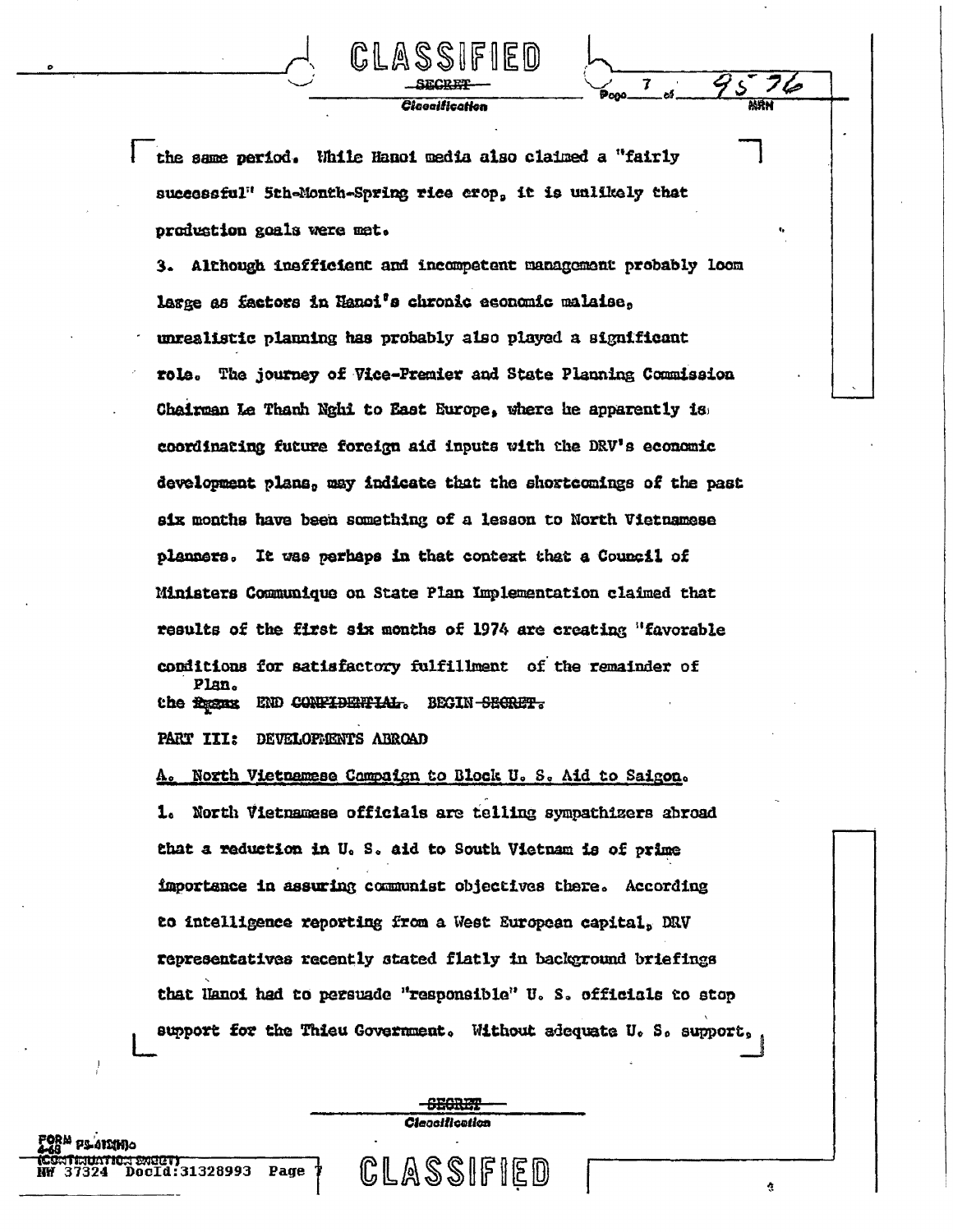the same period. While Hanoi media also claimed a "fairly successful" 5th-Month-Spring rice crop, it is unlikely that production goals were met.

3. Although inefficient and incompetent management probably loom large as factors in Hanoi's chronic economic malaise, unrealistic planning has probably also played a significant role. The journey of Vice-Premier and State Planning Commission Chairman Le Thanh Nghi to East Europe, where he apparently is coordinating future foreign aid inputs with the DRV's economic development plans, may indicate that the shortcomings of the past six months have been something of a lesson to North Vietnamese planners. It was perhaps in that context that a Council of Ministers Communique on State Plan Implementation claimed that results of the first six months of 1974 are creating "favorable conditions for satisfactory fulfillment of the remainder of the Plan. END ~~CONFIDENTIAL~~. BEGIN ~~SECRET~~.

PART III: DEVELOPMENTS ABROAD

A. North Vietnamese Campaign to Block U. S. Aid to Saigon.

1. North Vietnamese officials are telling sympathizers abroad that a reduction in U. S. aid to South Vietnam is of prime importance in assuring communist objectives there. According to intelligence reporting from a West European capital, DRV representatives recently stated flatly in background briefings that Hanoi had to persuade "responsible" U. S. officials to stop support for the Thieu Government. Without adequate U. S. support,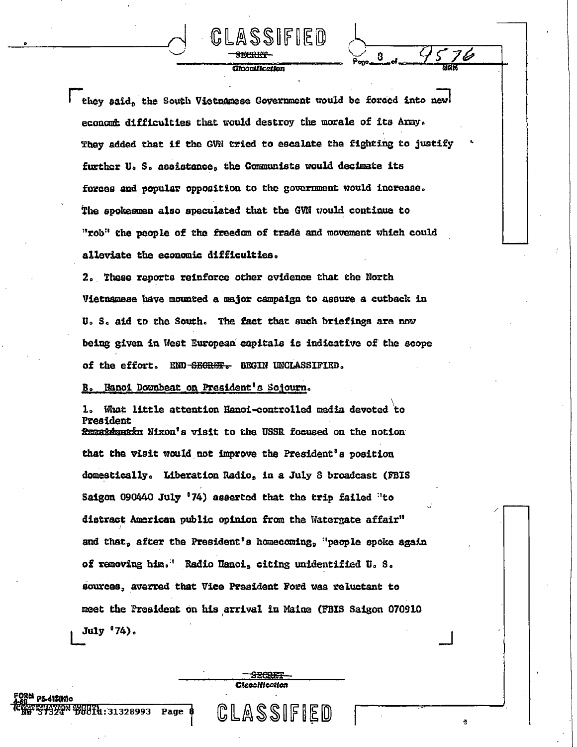they said, the South Vietnamese Government would be forced into new economic difficulties that would destroy the morale of its Army. They added that if the GVN tried to escalate the fighting to justify further U. S. assistance, the Communists would decimate its forces and popular opposition to the government would increase. The spokesmen also speculated that the GVN would continue to "rob" the people of the freedom of trade and movement which could alleviate the economic difficulties.

2. These reports reinforce other evidence that the North Vietnamese have mounted a major campaign to assure a cutback in U. S. aid to the South. The fact that such briefings are now being given in West European capitals is indicative of the scope of the effort. END ~~SECRET.~~ BEGIN UNCLASSIFIED.

B. Hanoi Downbeat on President's Sojourn.

1. What little attention Hanoi-controlled media devoted to President Nixon's visit to the USSR focused on the notion that the visit would not improve the President's position domestically. Liberation Radio, in a July 8 broadcast (FBIS Saigon 090440 July '74) asserted that the trip failed "to distract American public opinion from the Watergate affair" and that, after the President's homecoming, "people spoke again of removing him." Radio Hanoi, citing unidentified U. S. sources, averred that Vice President Ford was reluctant to meet the President on his arrival in Maine (FBIS Saigon 070910 July '74).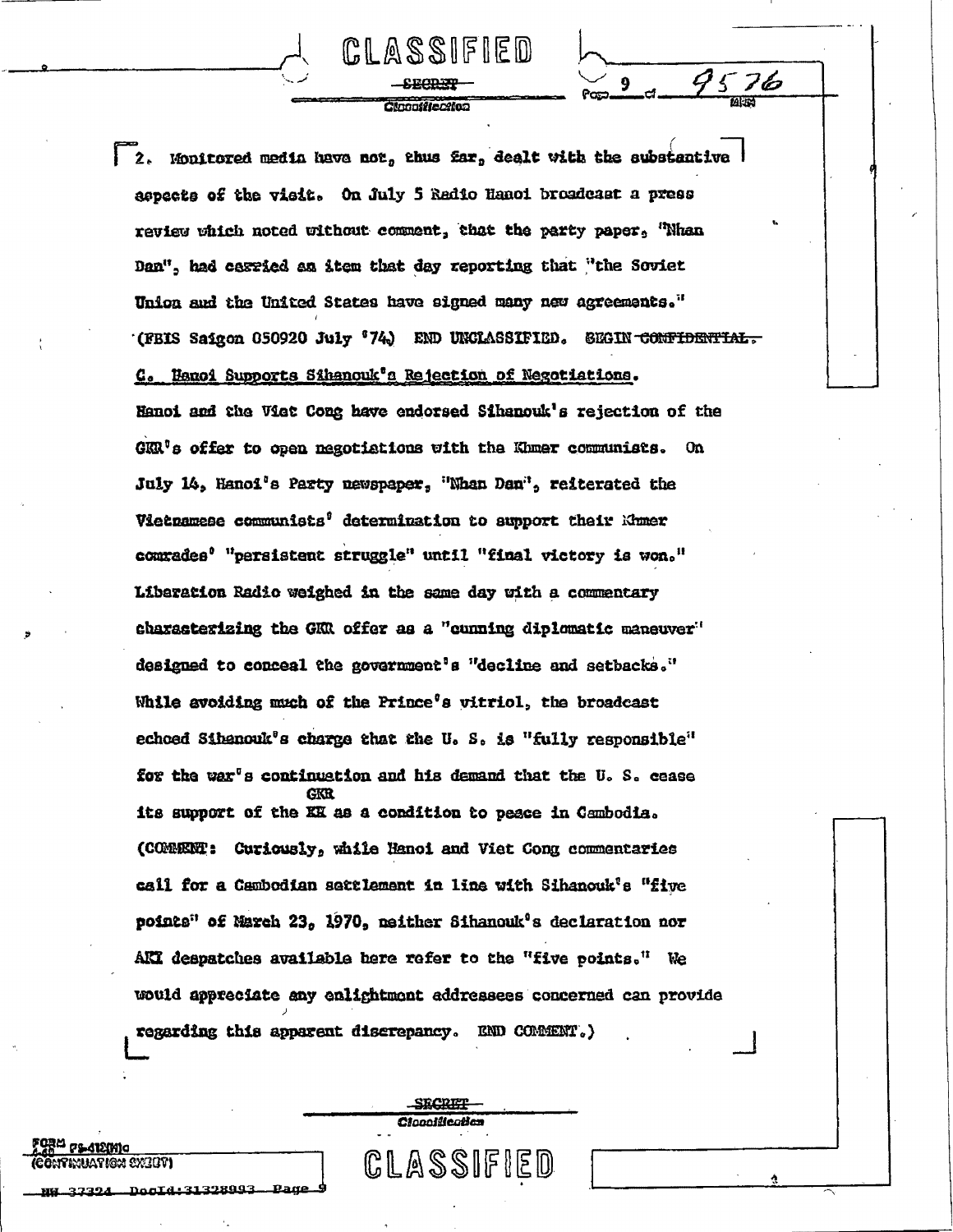2. Monitored media have not, thus far, dealt with the substantive aspects of the visit. On July 5 Radio Hanoi broadcast a press review which noted without comment, that the party paper, "Nhan Dan", had carried an item that day reporting that "the Soviet Union and the United States have signed many new agreements." (FBIS Saigon 050920 July '74) END UNCLASSIFIED. BEGIN ~~CONFIDENTIAL.~~

C. Hanoi Supports Sihanouk's Rejection of Negotiations.

Hanoi and the Viet Cong have endorsed Sihanouk's rejection of the GKR's offer to open negotiations with the Khmer communists. On July 14, Hanoi's Party newspaper, "Nhan Dan", reiterated the Vietnamese communists' determination to support their Khmer comrades' "persistent struggle" until "final victory is won." Liberation Radio weighed in the same day with a commentary characterizing the GKR offer as a "cunning diplomatic maneuver" designed to conceal the government's "decline and setbacks." While avoiding much of the Prince's vitriol, the broadcast echoed Sihanouk's charge that the U. S. is "fully responsible" for the war's continuation and his demand that the U. S. cease its support of the ~~KR~~ GKR as a condition to peace in Cambodia. (COMMENT: Curiously, while Hanoi and Viet Cong commentaries call for a Cambodian settlement in line with Sihanouk's "five points" of March 23, 1970, neither Sihanouk's declaration nor AKI despatches available here refer to the "five points." We would appreciate any enlightment addressees concerned can provide regarding this apparent discrepancy. END COMMENT.)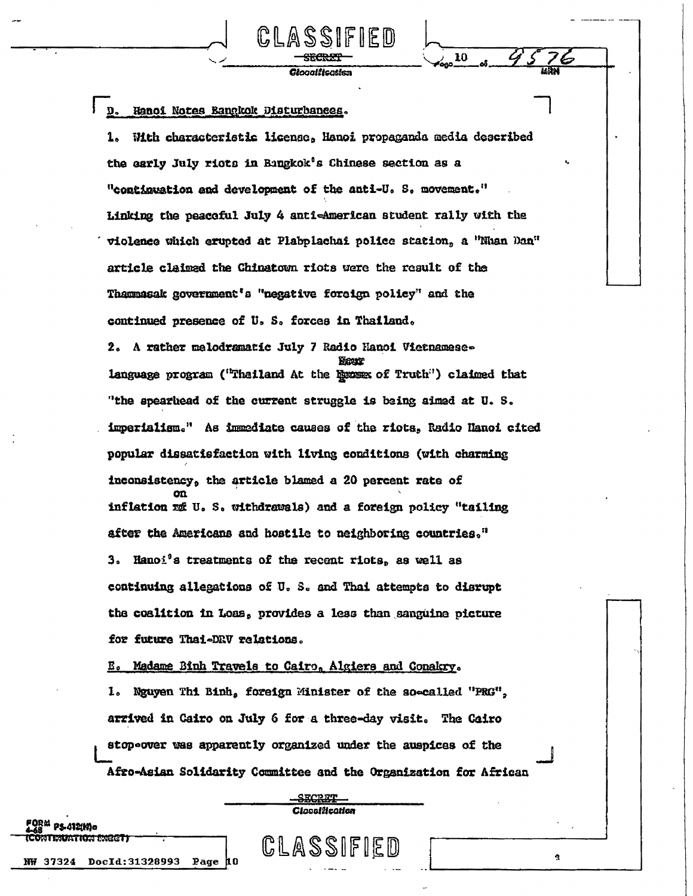D. Hanoi Notes Bangkok Disturbances.

1. With characteristic license, Hanoi propaganda media described the early July riots in Bangkok's Chinese section as a "continuation and development of the anti-U. S. movement." Linking the peaceful July 4 anti-American student rally with the violence which erupted at Plabplachai police station, a "Nhan Dan" article claimed the Chinatown riots were the result of the Thammasak government's "negative foreign policy" and the continued presence of U. S. forces in Thailand.

2. A rather melodramatic July 7 Radio Hanoi Vietnamese-language program ("Thailand At the Hour of Truth") claimed that "the spearhead of the current struggle is being aimed at U. S. imperialism." As immediate causes of the riots, Radio Hanoi cited popular dissatisfaction with living conditions (with charming inconsistency, the article blamed a 20 percent rate of inflation on U. S. withdrawals) and a foreign policy "tailing after the Americans and hostile to neighboring countries."

3. Hanoi's treatments of the recent riots, as well as continuing allegations of U. S. and Thai attempts to disrupt the coalition in Loas, provides a less than sanguine picture for future Thai-DRV relations.

E. Madame Binh Travels to Cairo, Algiers and Conakry.

1. Nguyen Thi Binh, foreign Minister of the so-called "PRG", arrived in Cairo on July 6 for a three-day visit. The Cairo stop-over was apparently organized under the auspices of the Afro-Asian Solidarity Committee and the Organization for African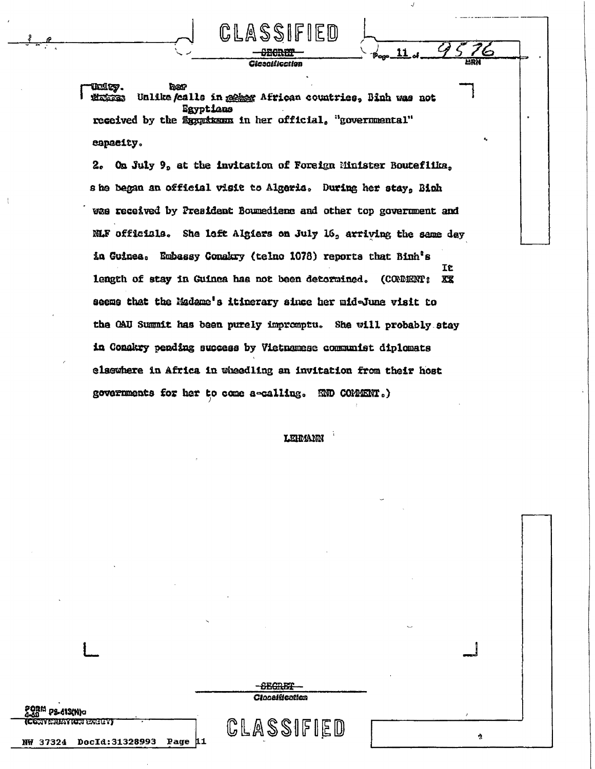Unity. Unlike her calls in other African countries, Binh was not received by the Egyptians in her official, "governmental" capacity.

2. On July 9, at the invitation of Foreign Minister Bouteflika, she began an official visit to Algeria. During her stay, Binh was received by President Boumedienne and other top government and NLF officials. She left Algiers on July 16, arriving the same day in Guinea. Embassy Conakry (telno 1078) reports that Binh's length of stay in Guinea has not been determined. (COMMENT: It seems that the Madame's itinerary since her mid-June visit to the OAU Summit has been purely impromptu. She will probably stay in Conakry pending success by Vietnamese communist diplomats elsewhere in Africa in wheedling an invitation from their host governments for her to come a-calling. END COMMENT.)

LEHMANN